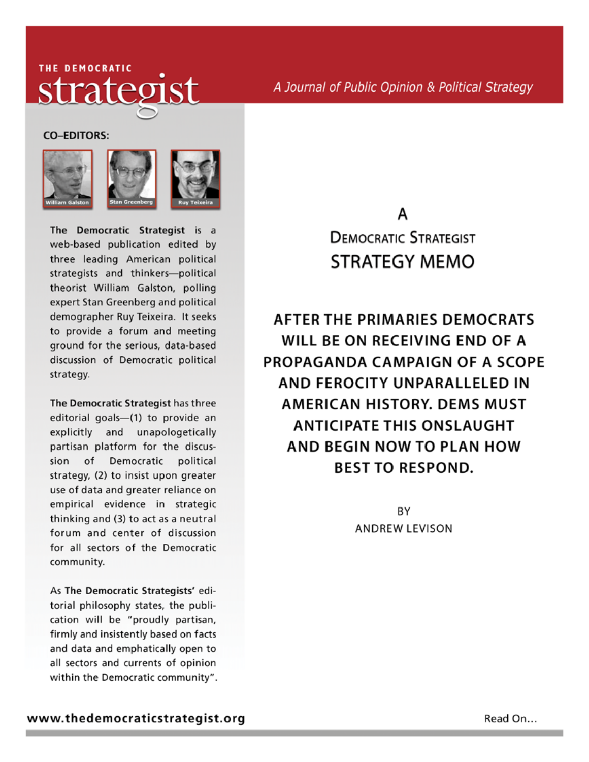THE DEMOCRATIC

# strategist

*A Journal of Public Opinion & Political Strategy*

**CO–EDITORS:**

William Galston | Stan Greenberg | Ruy Teixeira

**The Democratic Strategist** is a web-based publication edited by three leading American political strategists and thinkers—political theorist William Galston, polling expert Stan Greenberg and political demographer Ruy Teixeira. It seeks to provide a forum and meeting ground for the serious, data-based discussion of Democratic political strategy.

**The Democratic Strategist** has three editorial goals—(1) to provide an explicitly and unapologetically partisan platform for the discussion of Democratic political strategy, (2) to insist upon greater use of data and greater reliance on empirical evidence in strategic thinking and (3) to act as a neutral forum and center of discussion for all sectors of the Democratic community.

As **The Democratic Strategists'** editorial philosophy states, the publication will be "proudly partisan, firmly and insistently based on facts and data and emphatically open to all sectors and currents of opinion within the Democratic community".

## A Democratic Strategist STRATEGY MEMO

## AFTER THE PRIMARIES DEMOCRATS WILL BE ON RECEIVING END OF A PROPAGANDA CAMPAIGN OF A SCOPE AND FEROCITY UNPARALLELED IN AMERICAN HISTORY. DEMS MUST ANTICIPATE THIS ONSLAUGHT AND BEGIN NOW TO PLAN HOW BEST TO RESPOND.

BY
ANDREW LEVISON

www.thedemocraticstrategist.org

Read On...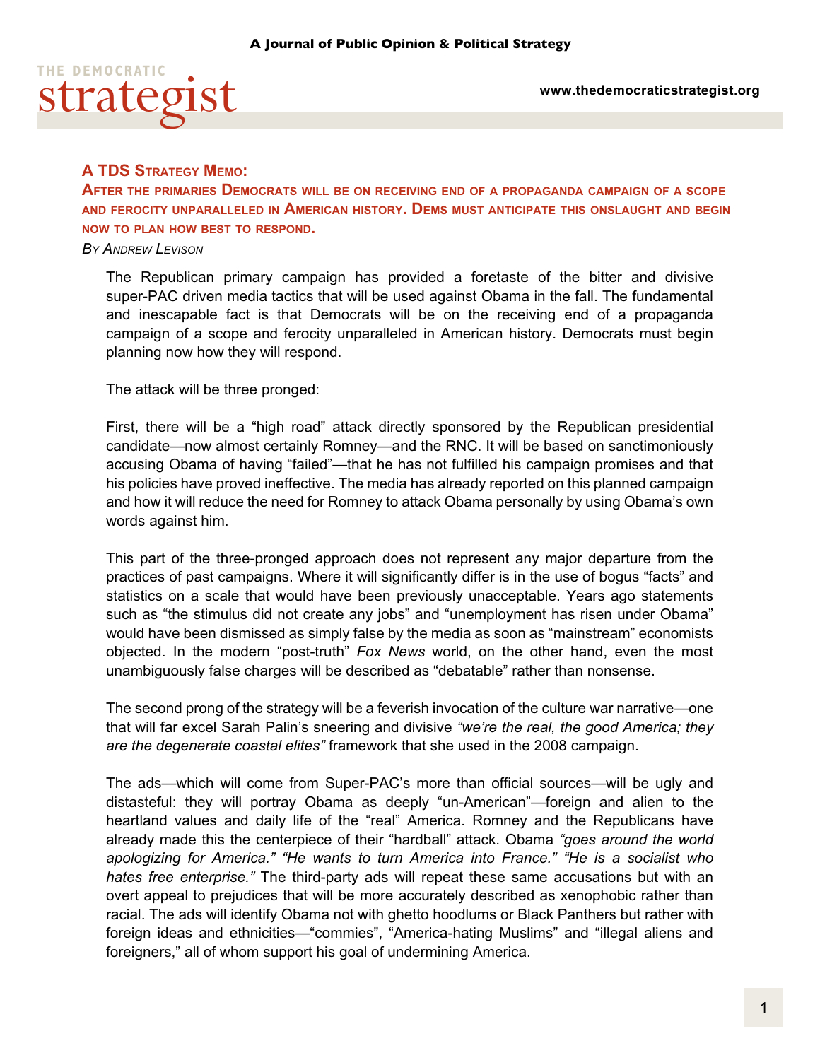### A TDS Strategy Memo:

### After the primaries Democrats will be on receiving end of a propaganda campaign of a scope and ferocity unparalleled in American history. Dems must anticipate this onslaught and begin now to plan how best to respond.

*By Andrew Levison*

The Republican primary campaign has provided a foretaste of the bitter and divisive super-PAC driven media tactics that will be used against Obama in the fall. The fundamental and inescapable fact is that Democrats will be on the receiving end of a propaganda campaign of a scope and ferocity unparalleled in American history. Democrats must begin planning now how they will respond.

The attack will be three pronged:

First, there will be a "high road" attack directly sponsored by the Republican presidential candidate—now almost certainly Romney—and the RNC. It will be based on sanctimoniously accusing Obama of having "failed"—that he has not fulfilled his campaign promises and that his policies have proved ineffective. The media has already reported on this planned campaign and how it will reduce the need for Romney to attack Obama personally by using Obama's own words against him.

This part of the three-pronged approach does not represent any major departure from the practices of past campaigns. Where it will significantly differ is in the use of bogus "facts" and statistics on a scale that would have been previously unacceptable. Years ago statements such as "the stimulus did not create any jobs" and "unemployment has risen under Obama" would have been dismissed as simply false by the media as soon as "mainstream" economists objected. In the modern "post-truth" *Fox News* world, on the other hand, even the most unambiguously false charges will be described as "debatable" rather than nonsense.

The second prong of the strategy will be a feverish invocation of the culture war narrative—one that will far excel Sarah Palin's sneering and divisive *"we're the real, the good America; they are the degenerate coastal elites"* framework that she used in the 2008 campaign.

The ads—which will come from Super-PAC's more than official sources—will be ugly and distasteful: they will portray Obama as deeply "un-American"—foreign and alien to the heartland values and daily life of the "real" America. Romney and the Republicans have already made this the centerpiece of their "hardball" attack. Obama *"goes around the world apologizing for America." "He wants to turn America into France." "He is a socialist who hates free enterprise."* The third-party ads will repeat these same accusations but with an overt appeal to prejudices that will be more accurately described as xenophobic rather than racial. The ads will identify Obama not with ghetto hoodlums or Black Panthers but rather with foreign ideas and ethnicities—"commies", "America-hating Muslims" and "illegal aliens and foreigners," all of whom support his goal of undermining America.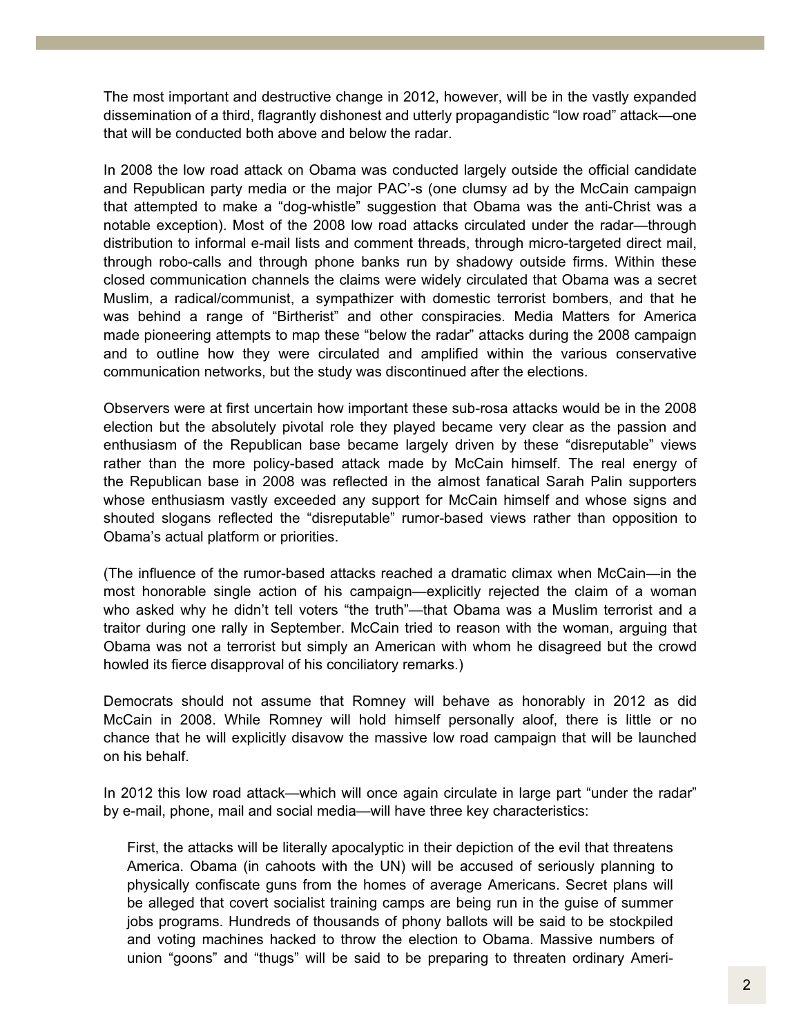The most important and destructive change in 2012, however, will be in the vastly expanded dissemination of a third, flagrantly dishonest and utterly propagandistic "low road" attack—one that will be conducted both above and below the radar.

In 2008 the low road attack on Obama was conducted largely outside the official candidate and Republican party media or the major PAC'-s (one clumsy ad by the McCain campaign that attempted to make a "dog-whistle" suggestion that Obama was the anti-Christ was a notable exception). Most of the 2008 low road attacks circulated under the radar—through distribution to informal e-mail lists and comment threads, through micro-targeted direct mail, through robo-calls and through phone banks run by shadowy outside firms. Within these closed communication channels the claims were widely circulated that Obama was a secret Muslim, a radical/communist, a sympathizer with domestic terrorist bombers, and that he was behind a range of "Birtherist" and other conspiracies. Media Matters for America made pioneering attempts to map these "below the radar" attacks during the 2008 campaign and to outline how they were circulated and amplified within the various conservative communication networks, but the study was discontinued after the elections.

Observers were at first uncertain how important these sub-rosa attacks would be in the 2008 election but the absolutely pivotal role they played became very clear as the passion and enthusiasm of the Republican base became largely driven by these "disreputable" views rather than the more policy-based attack made by McCain himself. The real energy of the Republican base in 2008 was reflected in the almost fanatical Sarah Palin supporters whose enthusiasm vastly exceeded any support for McCain himself and whose signs and shouted slogans reflected the "disreputable" rumor-based views rather than opposition to Obama's actual platform or priorities.

(The influence of the rumor-based attacks reached a dramatic climax when McCain—in the most honorable single action of his campaign—explicitly rejected the claim of a woman who asked why he didn't tell voters "the truth"—that Obama was a Muslim terrorist and a traitor during one rally in September. McCain tried to reason with the woman, arguing that Obama was not a terrorist but simply an American with whom he disagreed but the crowd howled its fierce disapproval of his conciliatory remarks.)

Democrats should not assume that Romney will behave as honorably in 2012 as did McCain in 2008. While Romney will hold himself personally aloof, there is little or no chance that he will explicitly disavow the massive low road campaign that will be launched on his behalf.

In 2012 this low road attack—which will once again circulate in large part "under the radar" by e-mail, phone, mail and social media—will have three key characteristics:

> First, the attacks will be literally apocalyptic in their depiction of the evil that threatens America. Obama (in cahoots with the UN) will be accused of seriously planning to physically confiscate guns from the homes of average Americans. Secret plans will be alleged that covert socialist training camps are being run in the guise of summer jobs programs. Hundreds of thousands of phony ballots will be said to be stockpiled and voting machines hacked to throw the election to Obama. Massive numbers of union "goons" and "thugs" will be said to be preparing to threaten ordinary Ameri-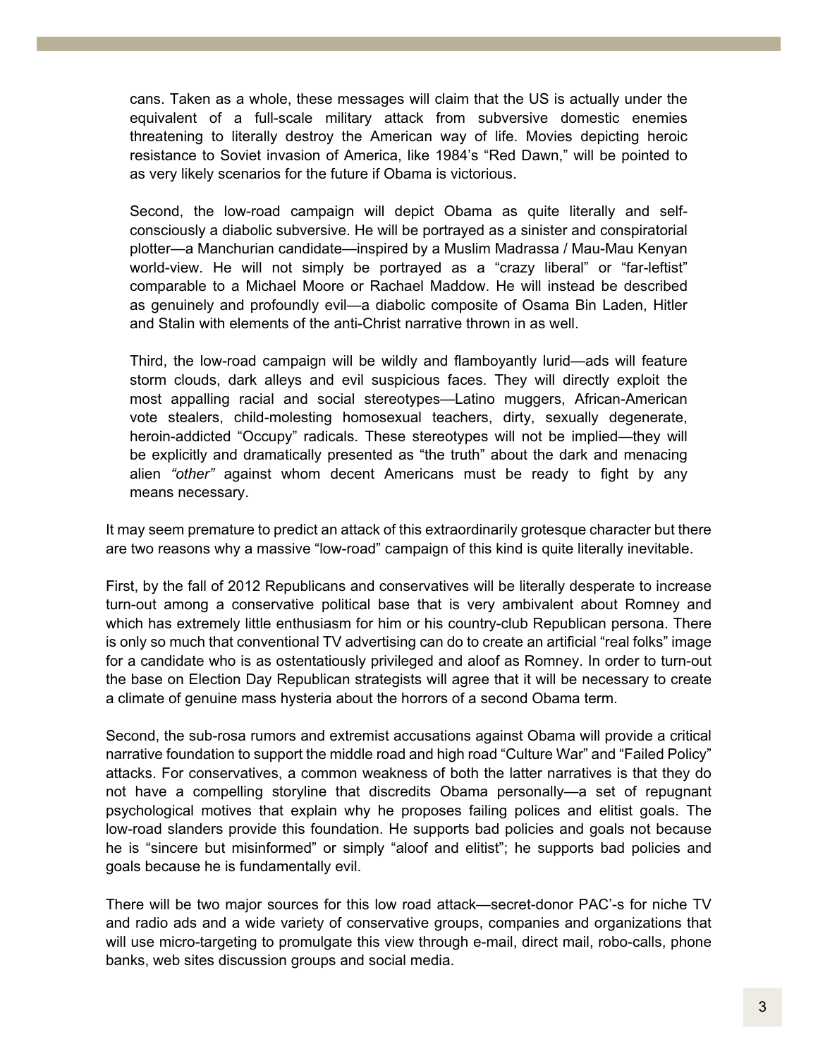cans. Taken as a whole, these messages will claim that the US is actually under the equivalent of a full-scale military attack from subversive domestic enemies threatening to literally destroy the American way of life. Movies depicting heroic resistance to Soviet invasion of America, like 1984's "Red Dawn," will be pointed to as very likely scenarios for the future if Obama is victorious.

Second, the low-road campaign will depict Obama as quite literally and self-consciously a diabolic subversive. He will be portrayed as a sinister and conspiratorial plotter—a Manchurian candidate—inspired by a Muslim Madrassa / Mau-Mau Kenyan world-view. He will not simply be portrayed as a "crazy liberal" or "far-leftist" comparable to a Michael Moore or Rachael Maddow. He will instead be described as genuinely and profoundly evil—a diabolic composite of Osama Bin Laden, Hitler and Stalin with elements of the anti-Christ narrative thrown in as well.

Third, the low-road campaign will be wildly and flamboyantly lurid—ads will feature storm clouds, dark alleys and evil suspicious faces. They will directly exploit the most appalling racial and social stereotypes—Latino muggers, African-American vote stealers, child-molesting homosexual teachers, dirty, sexually degenerate, heroin-addicted "Occupy" radicals. These stereotypes will not be implied—they will be explicitly and dramatically presented as "the truth" about the dark and menacing alien *"other"* against whom decent Americans must be ready to fight by any means necessary.

It may seem premature to predict an attack of this extraordinarily grotesque character but there are two reasons why a massive "low-road" campaign of this kind is quite literally inevitable.

First, by the fall of 2012 Republicans and conservatives will be literally desperate to increase turn-out among a conservative political base that is very ambivalent about Romney and which has extremely little enthusiasm for him or his country-club Republican persona. There is only so much that conventional TV advertising can do to create an artificial "real folks" image for a candidate who is as ostentatiously privileged and aloof as Romney. In order to turn-out the base on Election Day Republican strategists will agree that it will be necessary to create a climate of genuine mass hysteria about the horrors of a second Obama term.

Second, the sub-rosa rumors and extremist accusations against Obama will provide a critical narrative foundation to support the middle road and high road "Culture War" and "Failed Policy" attacks. For conservatives, a common weakness of both the latter narratives is that they do not have a compelling storyline that discredits Obama personally—a set of repugnant psychological motives that explain why he proposes failing polices and elitist goals. The low-road slanders provide this foundation. He supports bad policies and goals not because he is "sincere but misinformed" or simply "aloof and elitist"; he supports bad policies and goals because he is fundamentally evil.

There will be two major sources for this low road attack—secret-donor PAC'-s for niche TV and radio ads and a wide variety of conservative groups, companies and organizations that will use micro-targeting to promulgate this view through e-mail, direct mail, robo-calls, phone banks, web sites discussion groups and social media.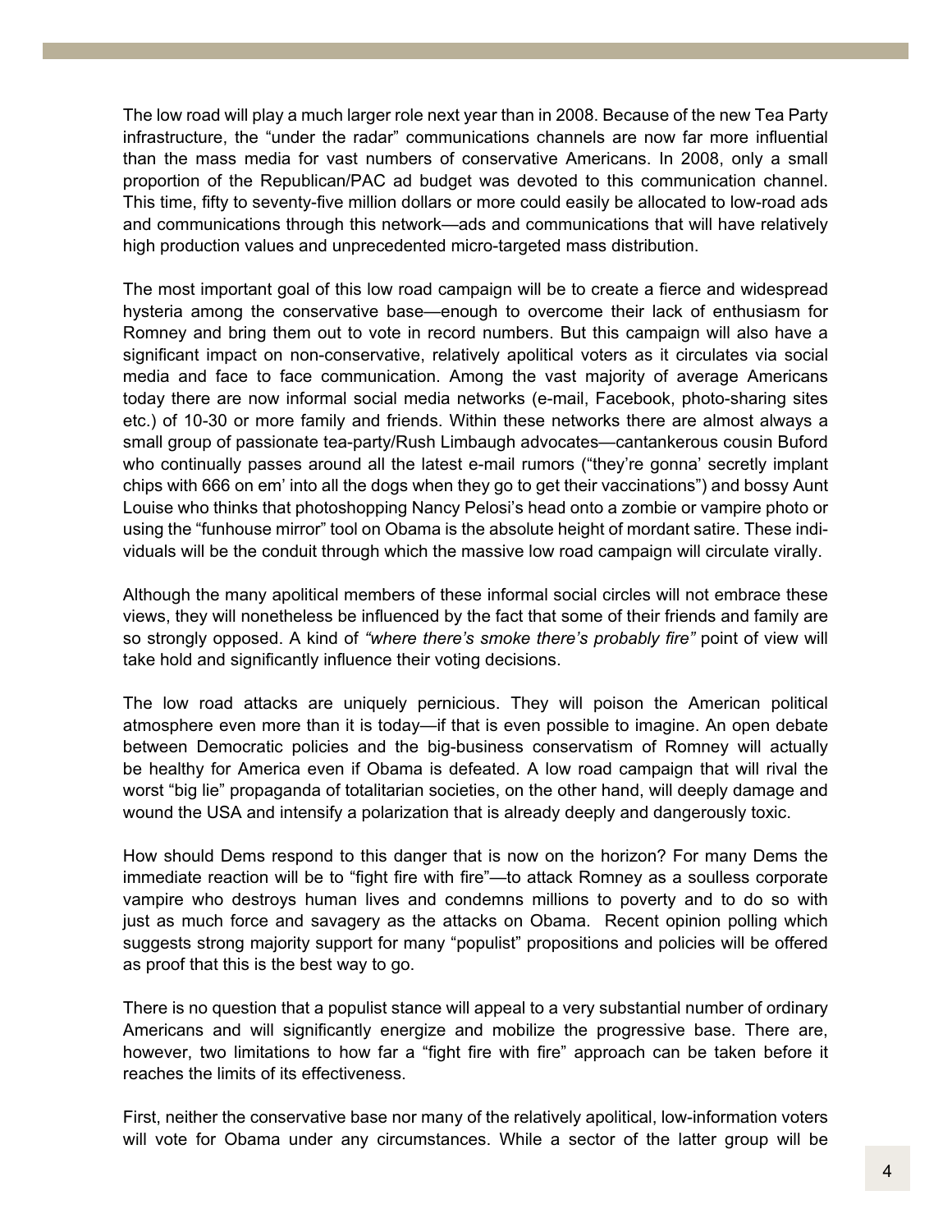The low road will play a much larger role next year than in 2008. Because of the new Tea Party infrastructure, the "under the radar" communications channels are now far more influential than the mass media for vast numbers of conservative Americans. In 2008, only a small proportion of the Republican/PAC ad budget was devoted to this communication channel. This time, fifty to seventy-five million dollars or more could easily be allocated to low-road ads and communications through this network—ads and communications that will have relatively high production values and unprecedented micro-targeted mass distribution.

The most important goal of this low road campaign will be to create a fierce and widespread hysteria among the conservative base—enough to overcome their lack of enthusiasm for Romney and bring them out to vote in record numbers. But this campaign will also have a significant impact on non-conservative, relatively apolitical voters as it circulates via social media and face to face communication. Among the vast majority of average Americans today there are now informal social media networks (e-mail, Facebook, photo-sharing sites etc.) of 10-30 or more family and friends. Within these networks there are almost always a small group of passionate tea-party/Rush Limbaugh advocates—cantankerous cousin Buford who continually passes around all the latest e-mail rumors ("they're gonna' secretly implant chips with 666 on em' into all the dogs when they go to get their vaccinations") and bossy Aunt Louise who thinks that photoshopping Nancy Pelosi's head onto a zombie or vampire photo or using the "funhouse mirror" tool on Obama is the absolute height of mordant satire. These individuals will be the conduit through which the massive low road campaign will circulate virally.

Although the many apolitical members of these informal social circles will not embrace these views, they will nonetheless be influenced by the fact that some of their friends and family are so strongly opposed. A kind of *"where there's smoke there's probably fire"* point of view will take hold and significantly influence their voting decisions.

The low road attacks are uniquely pernicious. They will poison the American political atmosphere even more than it is today—if that is even possible to imagine. An open debate between Democratic policies and the big-business conservatism of Romney will actually be healthy for America even if Obama is defeated. A low road campaign that will rival the worst "big lie" propaganda of totalitarian societies, on the other hand, will deeply damage and wound the USA and intensify a polarization that is already deeply and dangerously toxic.

How should Dems respond to this danger that is now on the horizon? For many Dems the immediate reaction will be to "fight fire with fire"—to attack Romney as a soulless corporate vampire who destroys human lives and condemns millions to poverty and to do so with just as much force and savagery as the attacks on Obama. Recent opinion polling which suggests strong majority support for many "populist" propositions and policies will be offered as proof that this is the best way to go.

There is no question that a populist stance will appeal to a very substantial number of ordinary Americans and will significantly energize and mobilize the progressive base. There are, however, two limitations to how far a "fight fire with fire" approach can be taken before it reaches the limits of its effectiveness.

First, neither the conservative base nor many of the relatively apolitical, low-information voters will vote for Obama under any circumstances. While a sector of the latter group will be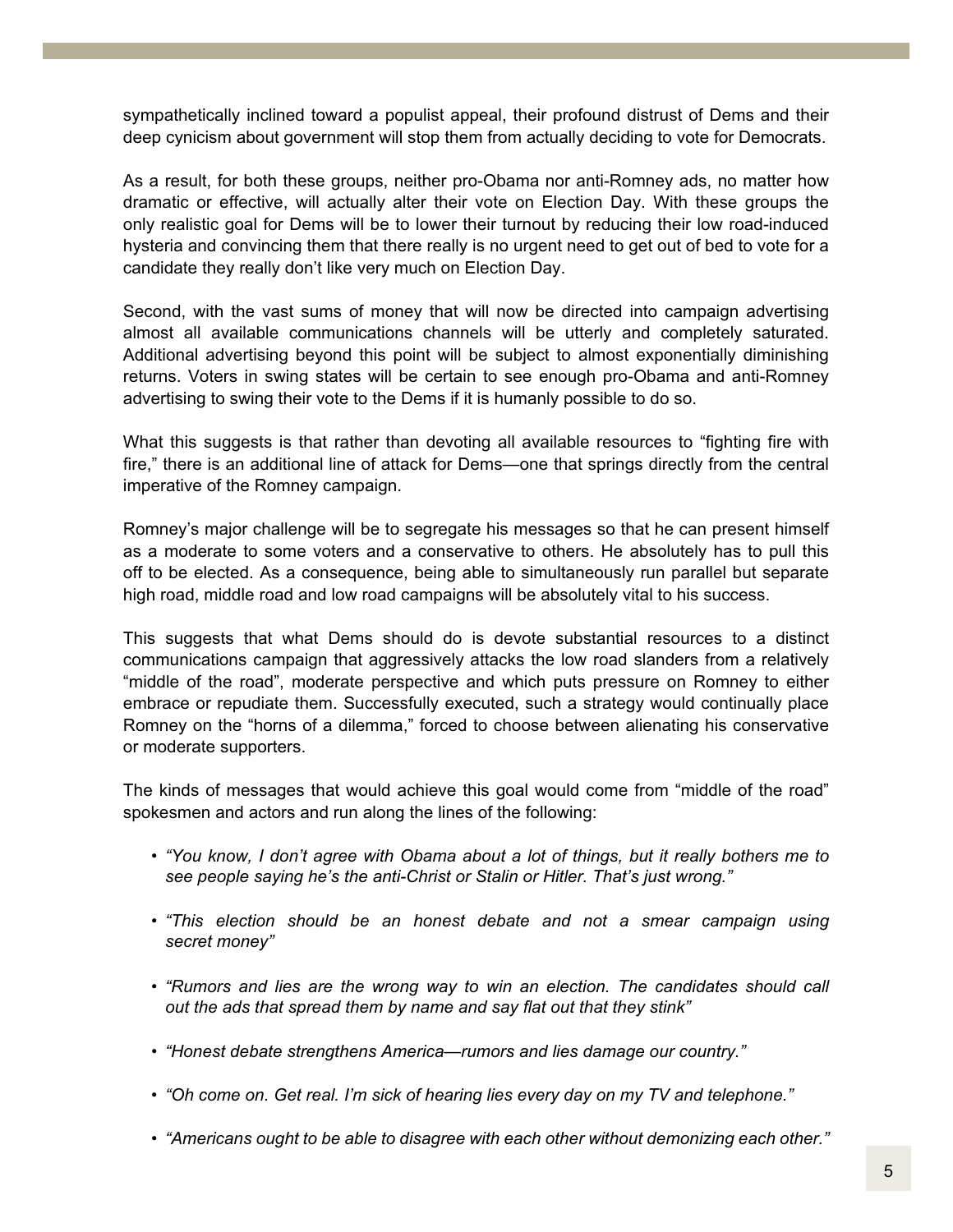sympathetically inclined toward a populist appeal, their profound distrust of Dems and their deep cynicism about government will stop them from actually deciding to vote for Democrats.

As a result, for both these groups, neither pro-Obama nor anti-Romney ads, no matter how dramatic or effective, will actually alter their vote on Election Day. With these groups the only realistic goal for Dems will be to lower their turnout by reducing their low road-induced hysteria and convincing them that there really is no urgent need to get out of bed to vote for a candidate they really don't like very much on Election Day.

Second, with the vast sums of money that will now be directed into campaign advertising almost all available communications channels will be utterly and completely saturated. Additional advertising beyond this point will be subject to almost exponentially diminishing returns. Voters in swing states will be certain to see enough pro-Obama and anti-Romney advertising to swing their vote to the Dems if it is humanly possible to do so.

What this suggests is that rather than devoting all available resources to "fighting fire with fire," there is an additional line of attack for Dems—one that springs directly from the central imperative of the Romney campaign.

Romney's major challenge will be to segregate his messages so that he can present himself as a moderate to some voters and a conservative to others. He absolutely has to pull this off to be elected. As a consequence, being able to simultaneously run parallel but separate high road, middle road and low road campaigns will be absolutely vital to his success.

This suggests that what Dems should do is devote substantial resources to a distinct communications campaign that aggressively attacks the low road slanders from a relatively "middle of the road", moderate perspective and which puts pressure on Romney to either embrace or repudiate them. Successfully executed, such a strategy would continually place Romney on the "horns of a dilemma," forced to choose between alienating his conservative or moderate supporters.

The kinds of messages that would achieve this goal would come from "middle of the road" spokesmen and actors and run along the lines of the following:

- *"You know, I don't agree with Obama about a lot of things, but it really bothers me to see people saying he's the anti-Christ or Stalin or Hitler. That's just wrong."*
- *"This election should be an honest debate and not a smear campaign using secret money"*
- *"Rumors and lies are the wrong way to win an election. The candidates should call out the ads that spread them by name and say flat out that they stink"*
- *"Honest debate strengthens America—rumors and lies damage our country."*
- *"Oh come on. Get real. I'm sick of hearing lies every day on my TV and telephone."*
- *"Americans ought to be able to disagree with each other without demonizing each other."*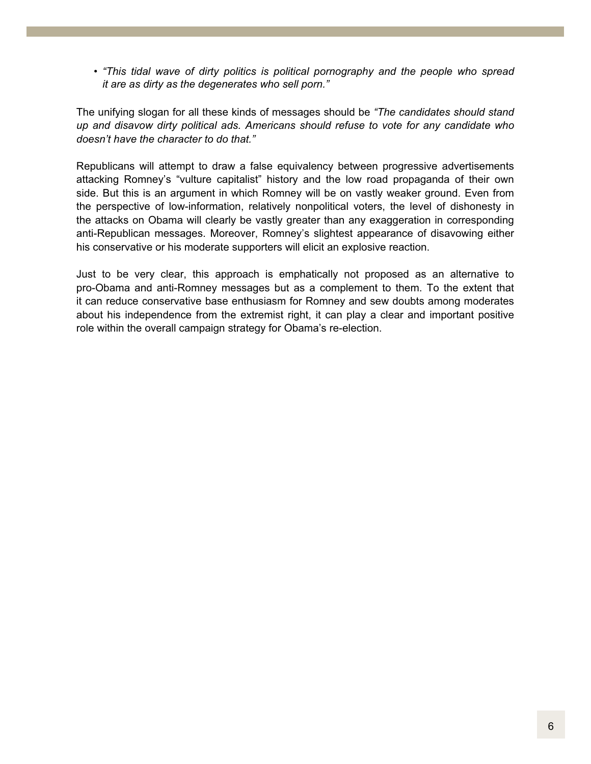- *"This tidal wave of dirty politics is political pornography and the people who spread it are as dirty as the degenerates who sell porn."*

The unifying slogan for all these kinds of messages should be *"The candidates should stand up and disavow dirty political ads. Americans should refuse to vote for any candidate who doesn't have the character to do that."*

Republicans will attempt to draw a false equivalency between progressive advertisements attacking Romney's "vulture capitalist" history and the low road propaganda of their own side. But this is an argument in which Romney will be on vastly weaker ground. Even from the perspective of low-information, relatively nonpolitical voters, the level of dishonesty in the attacks on Obama will clearly be vastly greater than any exaggeration in corresponding anti-Republican messages. Moreover, Romney's slightest appearance of disavowing either his conservative or his moderate supporters will elicit an explosive reaction.

Just to be very clear, this approach is emphatically not proposed as an alternative to pro-Obama and anti-Romney messages but as a complement to them. To the extent that it can reduce conservative base enthusiasm for Romney and sew doubts among moderates about his independence from the extremist right, it can play a clear and important positive role within the overall campaign strategy for Obama's re-election.